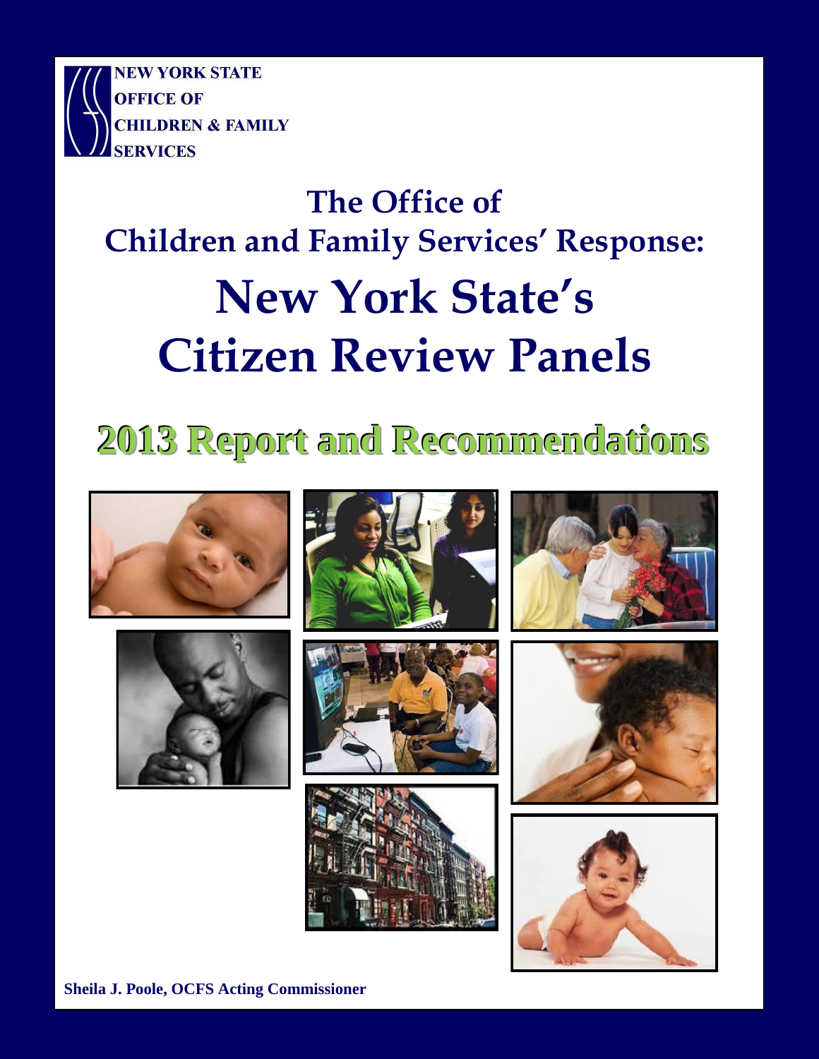**NEW YORK STATE**
**OFFICE OF**
**CHILDREN & FAMILY**
**SERVICES**

# The Office of Children and Family Services' Response:

# New York State's Citizen Review Panels

## 2013 Report and Recommendations

**Sheila J. Poole, OCFS Acting Commissioner**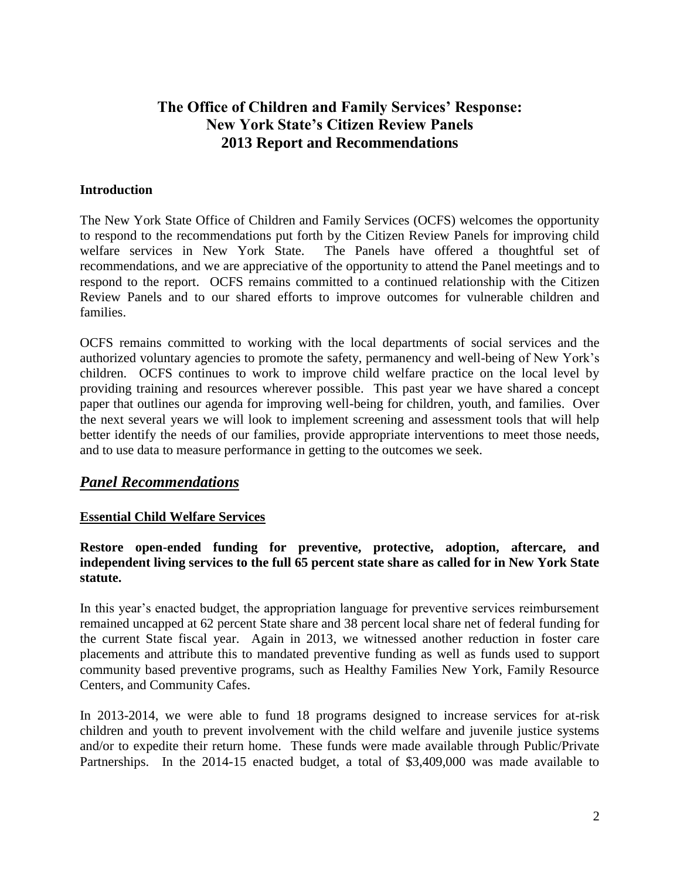# The Office of Children and Family Services' Response: New York State's Citizen Review Panels 2013 Report and Recommendations

### Introduction

The New York State Office of Children and Family Services (OCFS) welcomes the opportunity to respond to the recommendations put forth by the Citizen Review Panels for improving child welfare services in New York State. The Panels have offered a thoughtful set of recommendations, and we are appreciative of the opportunity to attend the Panel meetings and to respond to the report. OCFS remains committed to a continued relationship with the Citizen Review Panels and to our shared efforts to improve outcomes for vulnerable children and families.

OCFS remains committed to working with the local departments of social services and the authorized voluntary agencies to promote the safety, permanency and well-being of New York's children. OCFS continues to work to improve child welfare practice on the local level by providing training and resources wherever possible. This past year we have shared a concept paper that outlines our agenda for improving well-being for children, youth, and families. Over the next several years we will look to implement screening and assessment tools that will help better identify the needs of our families, provide appropriate interventions to meet those needs, and to use data to measure performance in getting to the outcomes we seek.

## ***Panel Recommendations***

### Essential Child Welfare Services

**Restore open-ended funding for preventive, protective, adoption, aftercare, and independent living services to the full 65 percent state share as called for in New York State statute.**

In this year's enacted budget, the appropriation language for preventive services reimbursement remained uncapped at 62 percent State share and 38 percent local share net of federal funding for the current State fiscal year. Again in 2013, we witnessed another reduction in foster care placements and attribute this to mandated preventive funding as well as funds used to support community based preventive programs, such as Healthy Families New York, Family Resource Centers, and Community Cafes.

In 2013-2014, we were able to fund 18 programs designed to increase services for at-risk children and youth to prevent involvement with the child welfare and juvenile justice systems and/or to expedite their return home. These funds were made available through Public/Private Partnerships. In the 2014-15 enacted budget, a total of $3,409,000 was made available to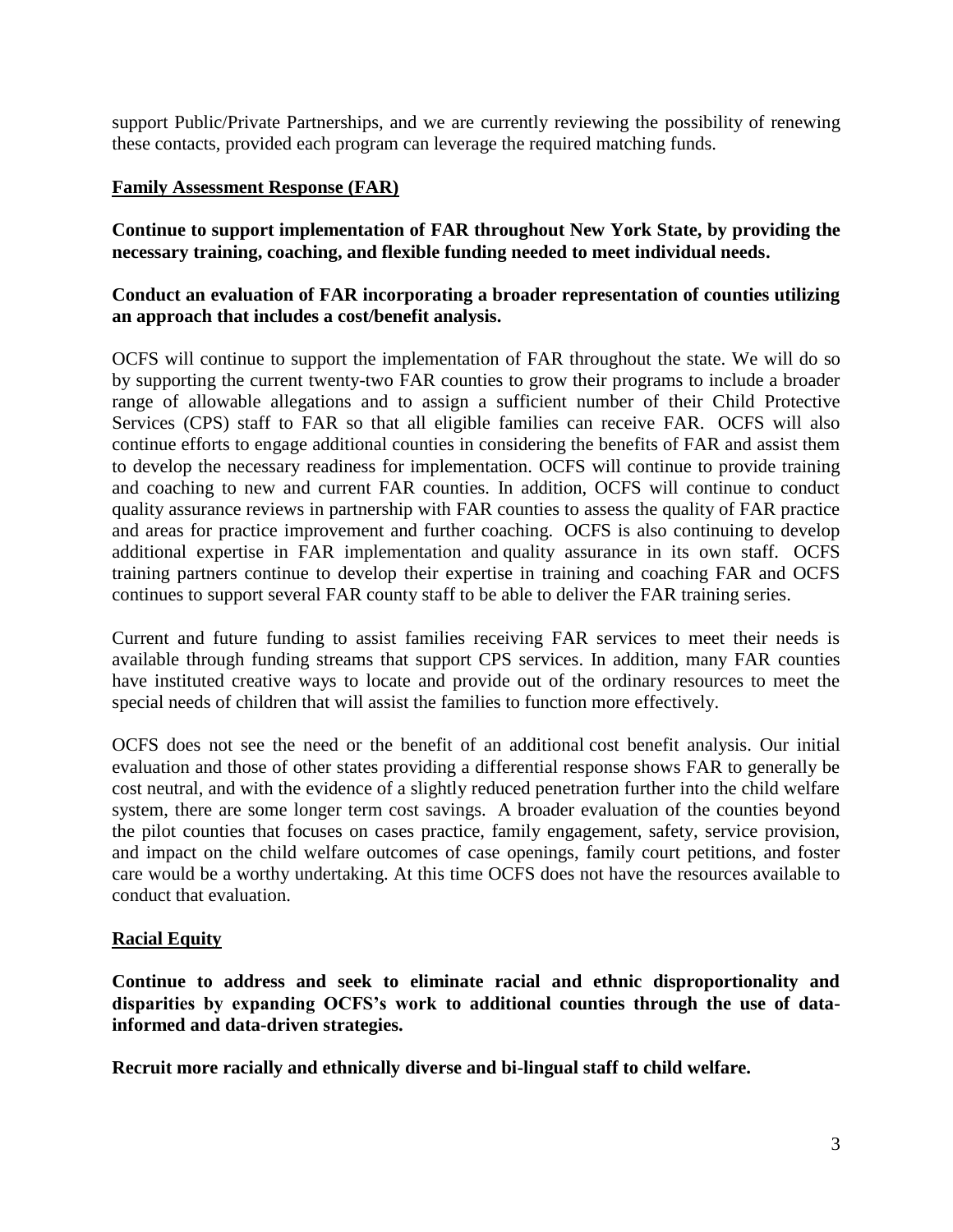support Public/Private Partnerships, and we are currently reviewing the possibility of renewing these contacts, provided each program can leverage the required matching funds.

**Family Assessment Response (FAR)**

**Continue to support implementation of FAR throughout New York State, by providing the necessary training, coaching, and flexible funding needed to meet individual needs.**

**Conduct an evaluation of FAR incorporating a broader representation of counties utilizing an approach that includes a cost/benefit analysis.**

OCFS will continue to support the implementation of FAR throughout the state. We will do so by supporting the current twenty-two FAR counties to grow their programs to include a broader range of allowable allegations and to assign a sufficient number of their Child Protective Services (CPS) staff to FAR so that all eligible families can receive FAR. OCFS will also continue efforts to engage additional counties in considering the benefits of FAR and assist them to develop the necessary readiness for implementation. OCFS will continue to provide training and coaching to new and current FAR counties. In addition, OCFS will continue to conduct quality assurance reviews in partnership with FAR counties to assess the quality of FAR practice and areas for practice improvement and further coaching. OCFS is also continuing to develop additional expertise in FAR implementation and quality assurance in its own staff. OCFS training partners continue to develop their expertise in training and coaching FAR and OCFS continues to support several FAR county staff to be able to deliver the FAR training series.

Current and future funding to assist families receiving FAR services to meet their needs is available through funding streams that support CPS services. In addition, many FAR counties have instituted creative ways to locate and provide out of the ordinary resources to meet the special needs of children that will assist the families to function more effectively.

OCFS does not see the need or the benefit of an additional cost benefit analysis. Our initial evaluation and those of other states providing a differential response shows FAR to generally be cost neutral, and with the evidence of a slightly reduced penetration further into the child welfare system, there are some longer term cost savings. A broader evaluation of the counties beyond the pilot counties that focuses on cases practice, family engagement, safety, service provision, and impact on the child welfare outcomes of case openings, family court petitions, and foster care would be a worthy undertaking. At this time OCFS does not have the resources available to conduct that evaluation.

**Racial Equity**

**Continue to address and seek to eliminate racial and ethnic disproportionality and disparities by expanding OCFS's work to additional counties through the use of data-informed and data-driven strategies.**

**Recruit more racially and ethnically diverse and bi-lingual staff to child welfare.**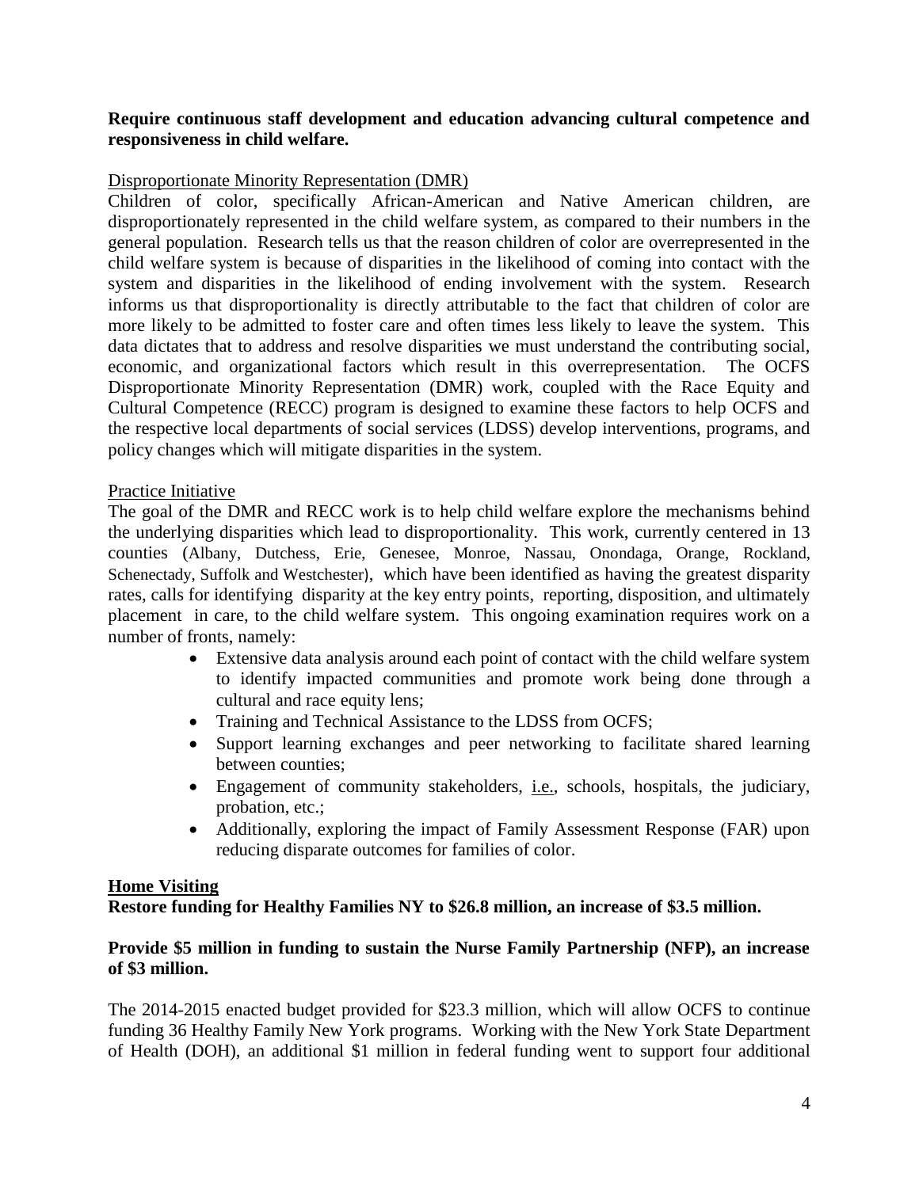**Require continuous staff development and education advancing cultural competence and responsiveness in child welfare.**

Disproportionate Minority Representation (DMR)

Children of color, specifically African-American and Native American children, are disproportionately represented in the child welfare system, as compared to their numbers in the general population. Research tells us that the reason children of color are overrepresented in the child welfare system is because of disparities in the likelihood of coming into contact with the system and disparities in the likelihood of ending involvement with the system. Research informs us that disproportionality is directly attributable to the fact that children of color are more likely to be admitted to foster care and often times less likely to leave the system. This data dictates that to address and resolve disparities we must understand the contributing social, economic, and organizational factors which result in this overrepresentation. The OCFS Disproportionate Minority Representation (DMR) work, coupled with the Race Equity and Cultural Competence (RECC) program is designed to examine these factors to help OCFS and the respective local departments of social services (LDSS) develop interventions, programs, and policy changes which will mitigate disparities in the system.

Practice Initiative

The goal of the DMR and RECC work is to help child welfare explore the mechanisms behind the underlying disparities which lead to disproportionality. This work, currently centered in 13 counties (Albany, Dutchess, Erie, Genesee, Monroe, Nassau, Onondaga, Orange, Rockland, Schenectady, Suffolk and Westchester), which have been identified as having the greatest disparity rates, calls for identifying disparity at the key entry points, reporting, disposition, and ultimately placement in care, to the child welfare system. This ongoing examination requires work on a number of fronts, namely:

- Extensive data analysis around each point of contact with the child welfare system to identify impacted communities and promote work being done through a cultural and race equity lens;
- Training and Technical Assistance to the LDSS from OCFS;
- Support learning exchanges and peer networking to facilitate shared learning between counties;
- Engagement of community stakeholders, i.e., schools, hospitals, the judiciary, probation, etc.;
- Additionally, exploring the impact of Family Assessment Response (FAR) upon reducing disparate outcomes for families of color.

**Home Visiting**

**Restore funding for Healthy Families NY to \$26.8 million, an increase of \$3.5 million.**

**Provide \$5 million in funding to sustain the Nurse Family Partnership (NFP), an increase of \$3 million.**

The 2014-2015 enacted budget provided for \$23.3 million, which will allow OCFS to continue funding 36 Healthy Family New York programs. Working with the New York State Department of Health (DOH), an additional \$1 million in federal funding went to support four additional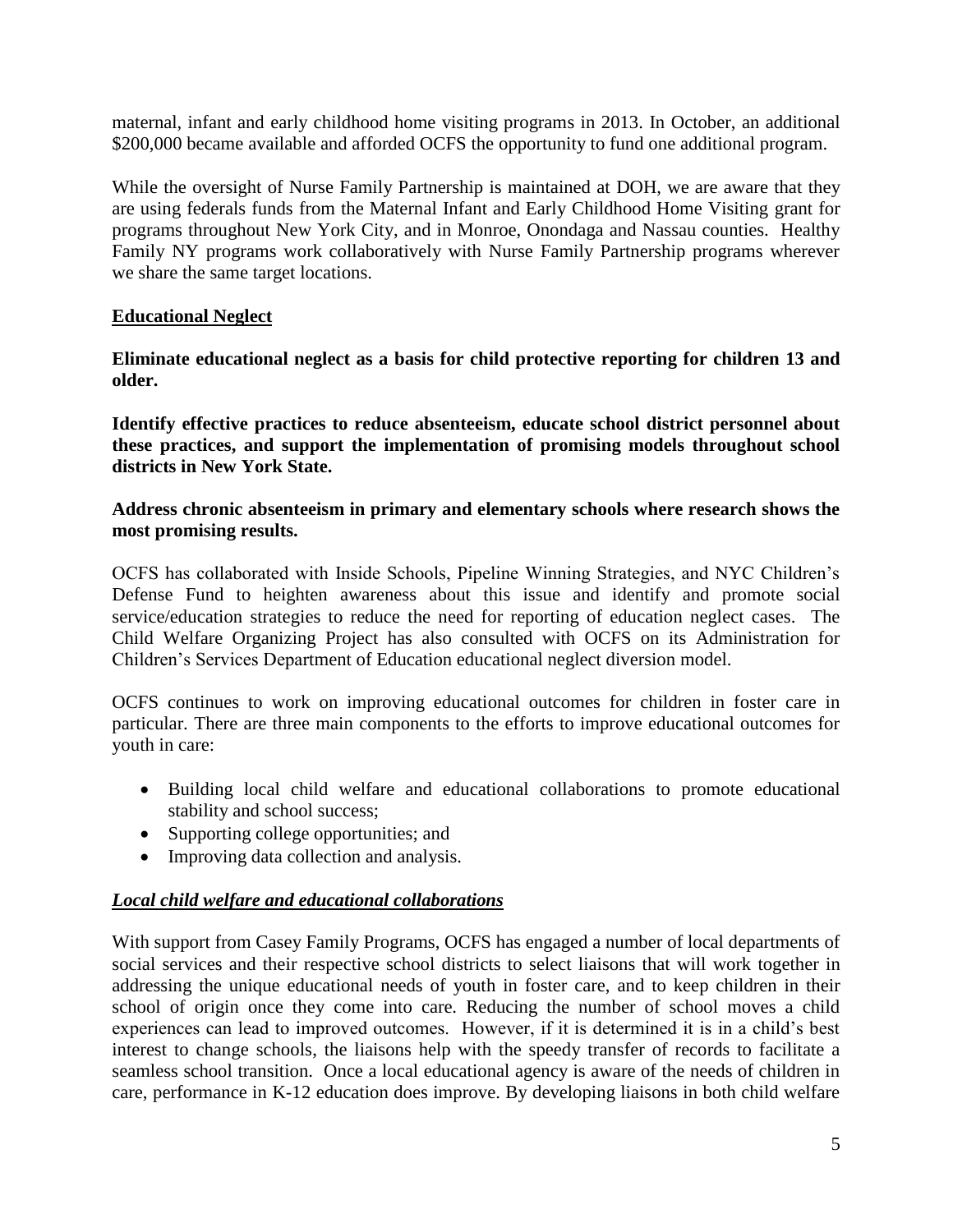maternal, infant and early childhood home visiting programs in 2013. In October, an additional $200,000 became available and afforded OCFS the opportunity to fund one additional program.

While the oversight of Nurse Family Partnership is maintained at DOH, we are aware that they are using federals funds from the Maternal Infant and Early Childhood Home Visiting grant for programs throughout New York City, and in Monroe, Onondaga and Nassau counties. Healthy Family NY programs work collaboratively with Nurse Family Partnership programs wherever we share the same target locations.

## Educational Neglect

**Eliminate educational neglect as a basis for child protective reporting for children 13 and older.**

**Identify effective practices to reduce absenteeism, educate school district personnel about these practices, and support the implementation of promising models throughout school districts in New York State.**

**Address chronic absenteeism in primary and elementary schools where research shows the most promising results.**

OCFS has collaborated with Inside Schools, Pipeline Winning Strategies, and NYC Children's Defense Fund to heighten awareness about this issue and identify and promote social service/education strategies to reduce the need for reporting of education neglect cases. The Child Welfare Organizing Project has also consulted with OCFS on its Administration for Children's Services Department of Education educational neglect diversion model.

OCFS continues to work on improving educational outcomes for children in foster care in particular. There are three main components to the efforts to improve educational outcomes for youth in care:

- Building local child welfare and educational collaborations to promote educational stability and school success;
- Supporting college opportunities; and
- Improving data collection and analysis.

### *Local child welfare and educational collaborations*

With support from Casey Family Programs, OCFS has engaged a number of local departments of social services and their respective school districts to select liaisons that will work together in addressing the unique educational needs of youth in foster care, and to keep children in their school of origin once they come into care. Reducing the number of school moves a child experiences can lead to improved outcomes. However, if it is determined it is in a child's best interest to change schools, the liaisons help with the speedy transfer of records to facilitate a seamless school transition. Once a local educational agency is aware of the needs of children in care, performance in K-12 education does improve. By developing liaisons in both child welfare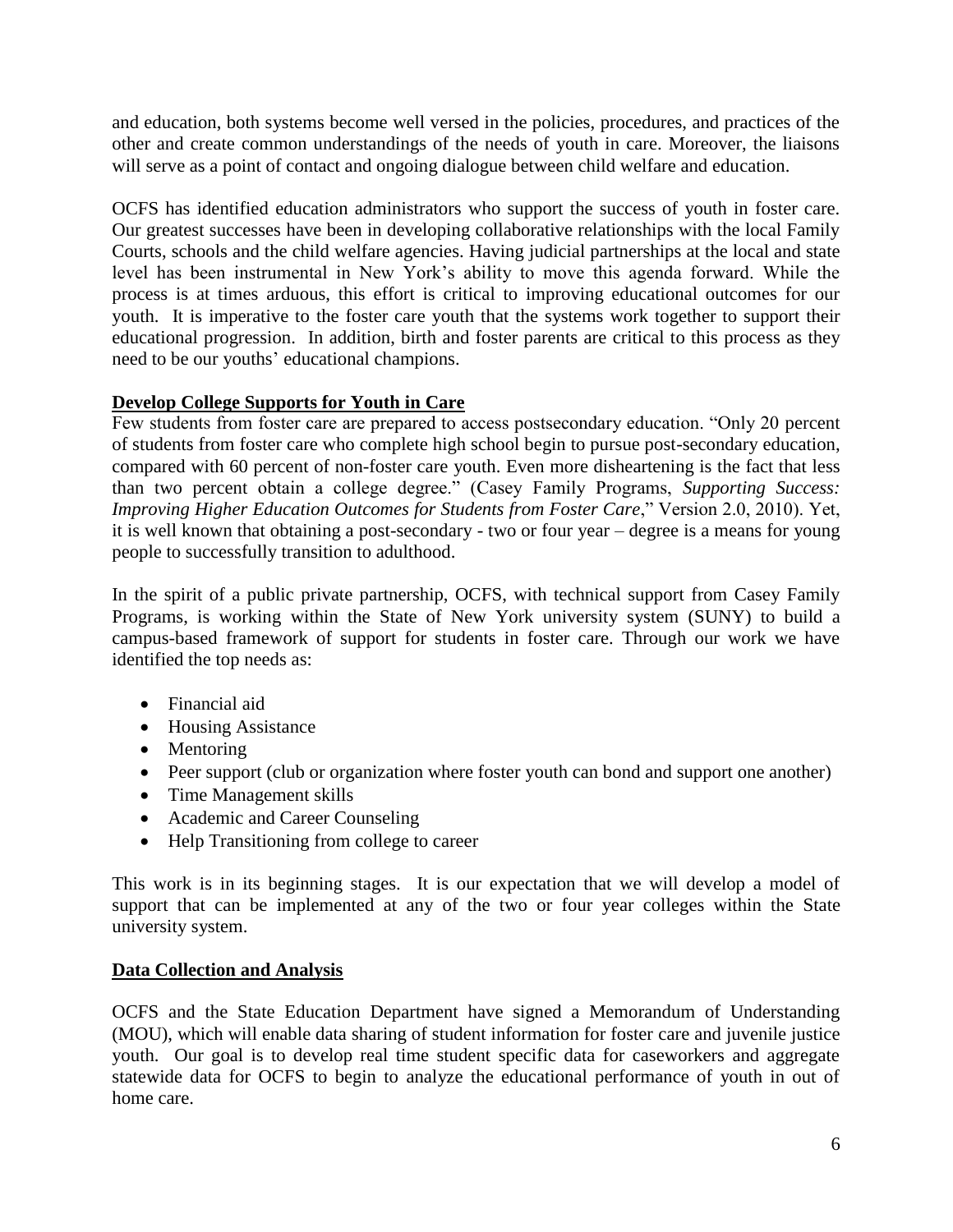and education, both systems become well versed in the policies, procedures, and practices of the other and create common understandings of the needs of youth in care. Moreover, the liaisons will serve as a point of contact and ongoing dialogue between child welfare and education.

OCFS has identified education administrators who support the success of youth in foster care. Our greatest successes have been in developing collaborative relationships with the local Family Courts, schools and the child welfare agencies. Having judicial partnerships at the local and state level has been instrumental in New York's ability to move this agenda forward. While the process is at times arduous, this effort is critical to improving educational outcomes for our youth. It is imperative to the foster care youth that the systems work together to support their educational progression. In addition, birth and foster parents are critical to this process as they need to be our youths' educational champions.

## Develop College Supports for Youth in Care

Few students from foster care are prepared to access postsecondary education. "Only 20 percent of students from foster care who complete high school begin to pursue post-secondary education, compared with 60 percent of non-foster care youth. Even more disheartening is the fact that less than two percent obtain a college degree." (Casey Family Programs, *Supporting Success: Improving Higher Education Outcomes for Students from Foster Care*," Version 2.0, 2010). Yet, it is well known that obtaining a post-secondary - two or four year – degree is a means for young people to successfully transition to adulthood.

In the spirit of a public private partnership, OCFS, with technical support from Casey Family Programs, is working within the State of New York university system (SUNY) to build a campus-based framework of support for students in foster care. Through our work we have identified the top needs as:

- Financial aid
- Housing Assistance
- Mentoring
- Peer support (club or organization where foster youth can bond and support one another)
- Time Management skills
- Academic and Career Counseling
- Help Transitioning from college to career

This work is in its beginning stages. It is our expectation that we will develop a model of support that can be implemented at any of the two or four year colleges within the State university system.

## Data Collection and Analysis

OCFS and the State Education Department have signed a Memorandum of Understanding (MOU), which will enable data sharing of student information for foster care and juvenile justice youth. Our goal is to develop real time student specific data for caseworkers and aggregate statewide data for OCFS to begin to analyze the educational performance of youth in out of home care.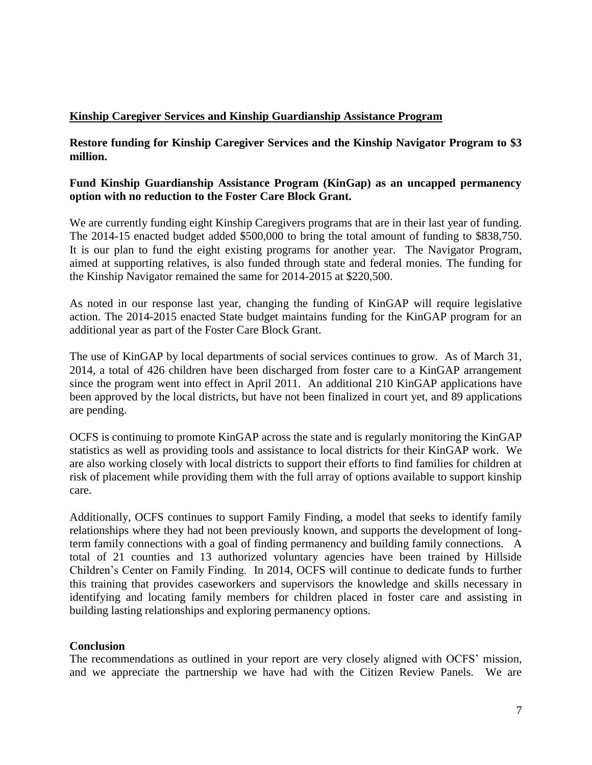**<u>Kinship Caregiver Services and Kinship Guardianship Assistance Program</u>**

**Restore funding for Kinship Caregiver Services and the Kinship Navigator Program to $3 million.**

**Fund Kinship Guardianship Assistance Program (KinGap) as an uncapped permanency option with no reduction to the Foster Care Block Grant.**

We are currently funding eight Kinship Caregivers programs that are in their last year of funding. The 2014-15 enacted budget added $500,000 to bring the total amount of funding to $838,750. It is our plan to fund the eight existing programs for another year. The Navigator Program, aimed at supporting relatives, is also funded through state and federal monies. The funding for the Kinship Navigator remained the same for 2014-2015 at $220,500.

As noted in our response last year, changing the funding of KinGAP will require legislative action. The 2014-2015 enacted State budget maintains funding for the KinGAP program for an additional year as part of the Foster Care Block Grant.

The use of KinGAP by local departments of social services continues to grow. As of March 31, 2014, a total of 426 children have been discharged from foster care to a KinGAP arrangement since the program went into effect in April 2011. An additional 210 KinGAP applications have been approved by the local districts, but have not been finalized in court yet, and 89 applications are pending.

OCFS is continuing to promote KinGAP across the state and is regularly monitoring the KinGAP statistics as well as providing tools and assistance to local districts for their KinGAP work. We are also working closely with local districts to support their efforts to find families for children at risk of placement while providing them with the full array of options available to support kinship care.

Additionally, OCFS continues to support Family Finding, a model that seeks to identify family relationships where they had not been previously known, and supports the development of long-term family connections with a goal of finding permanency and building family connections. A total of 21 counties and 13 authorized voluntary agencies have been trained by Hillside Children's Center on Family Finding. In 2014, OCFS will continue to dedicate funds to further this training that provides caseworkers and supervisors the knowledge and skills necessary in identifying and locating family members for children placed in foster care and assisting in building lasting relationships and exploring permanency options.

**Conclusion**

The recommendations as outlined in your report are very closely aligned with OCFS' mission, and we appreciate the partnership we have had with the Citizen Review Panels. We are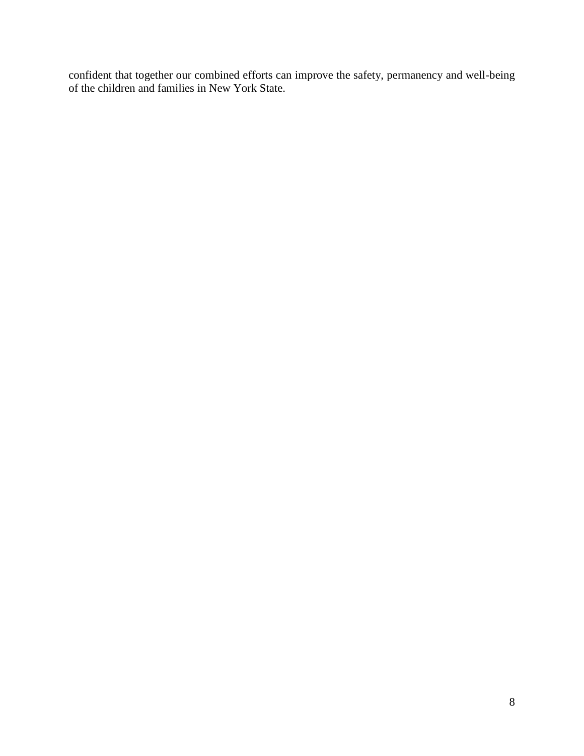confident that together our combined efforts can improve the safety, permanency and well-being of the children and families in New York State.